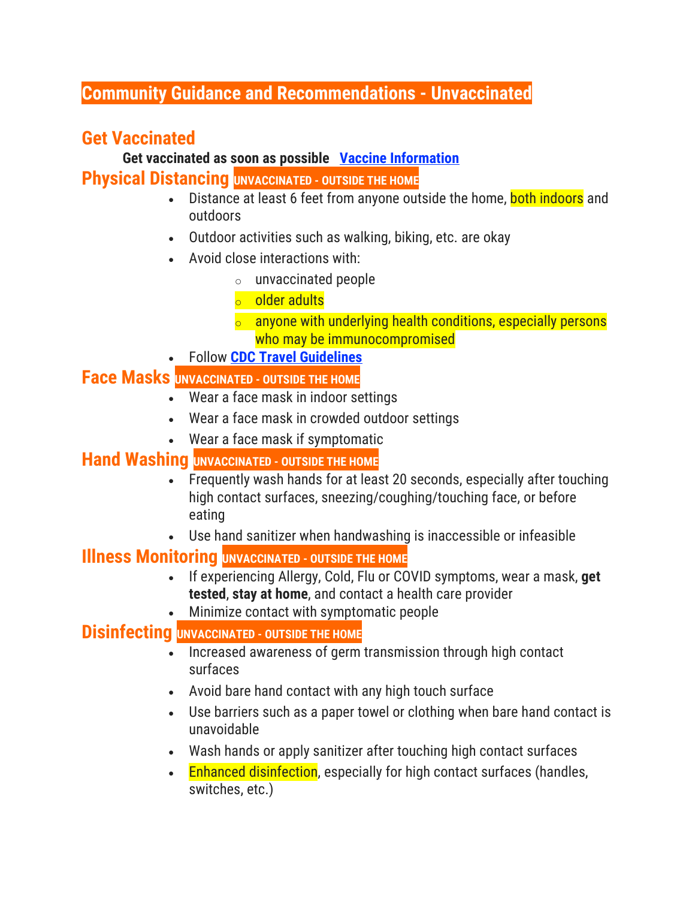# Community Guidance and Recommendations - Unvaccinated

## Get Vaccinated

**Get vaccinated as soon as possible** [Vaccine Information]

## Physical Distancing UNVACCINATED - OUTSIDE THE HOME

- Distance at least 6 feet from anyone outside the home, both indoors and outdoors
- Outdoor activities such as walking, biking, etc. are okay
- Avoid close interactions with:
  - unvaccinated people
  - older adults
  - anyone with underlying health conditions, especially persons who may be immunocompromised
- Follow **CDC Travel Guidelines**

## Face Masks UNVACCINATED - OUTSIDE THE HOME

- Wear a face mask in indoor settings
- Wear a face mask in crowded outdoor settings
- Wear a face mask if symptomatic

## Hand Washing UNVACCINATED - OUTSIDE THE HOME

- Frequently wash hands for at least 20 seconds, especially after touching high contact surfaces, sneezing/coughing/touching face, or before eating
- Use hand sanitizer when handwashing is inaccessible or infeasible

## Illness Monitoring UNVACCINATED - OUTSIDE THE HOME

- If experiencing Allergy, Cold, Flu or COVID symptoms, wear a mask, **get tested**, **stay at home**, and contact a health care provider
- Minimize contact with symptomatic people

## Disinfecting UNVACCINATED - OUTSIDE THE HOME

- Increased awareness of germ transmission through high contact surfaces
- Avoid bare hand contact with any high touch surface
- Use barriers such as a paper towel or clothing when bare hand contact is unavoidable
- Wash hands or apply sanitizer after touching high contact surfaces
- Enhanced disinfection, especially for high contact surfaces (handles, switches, etc.)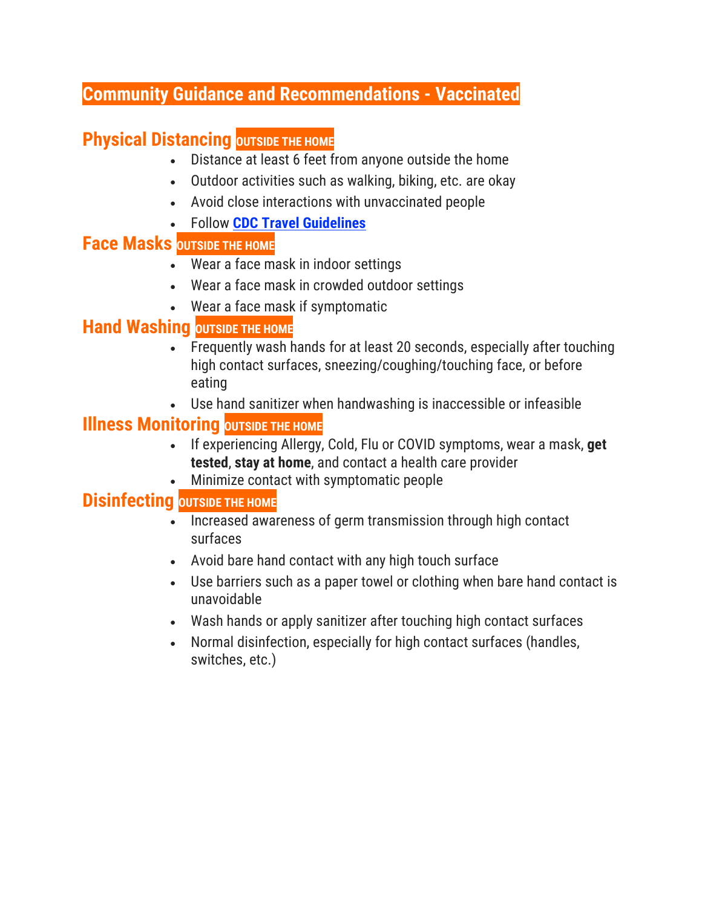# Community Guidance and Recommendations - Vaccinated

## Physical Distancing OUTSIDE THE HOME

- Distance at least 6 feet from anyone outside the home
- Outdoor activities such as walking, biking, etc. are okay
- Avoid close interactions with unvaccinated people
- Follow **CDC Travel Guidelines**

## Face Masks OUTSIDE THE HOME

- Wear a face mask in indoor settings
- Wear a face mask in crowded outdoor settings
- Wear a face mask if symptomatic

## Hand Washing OUTSIDE THE HOME

- Frequently wash hands for at least 20 seconds, especially after touching high contact surfaces, sneezing/coughing/touching face, or before eating
- Use hand sanitizer when handwashing is inaccessible or infeasible

## Illness Monitoring OUTSIDE THE HOME

- If experiencing Allergy, Cold, Flu or COVID symptoms, wear a mask, **get tested**, **stay at home**, and contact a health care provider
- Minimize contact with symptomatic people

## Disinfecting OUTSIDE THE HOME

- Increased awareness of germ transmission through high contact surfaces
- Avoid bare hand contact with any high touch surface
- Use barriers such as a paper towel or clothing when bare hand contact is unavoidable
- Wash hands or apply sanitizer after touching high contact surfaces
- Normal disinfection, especially for high contact surfaces (handles, switches, etc.)